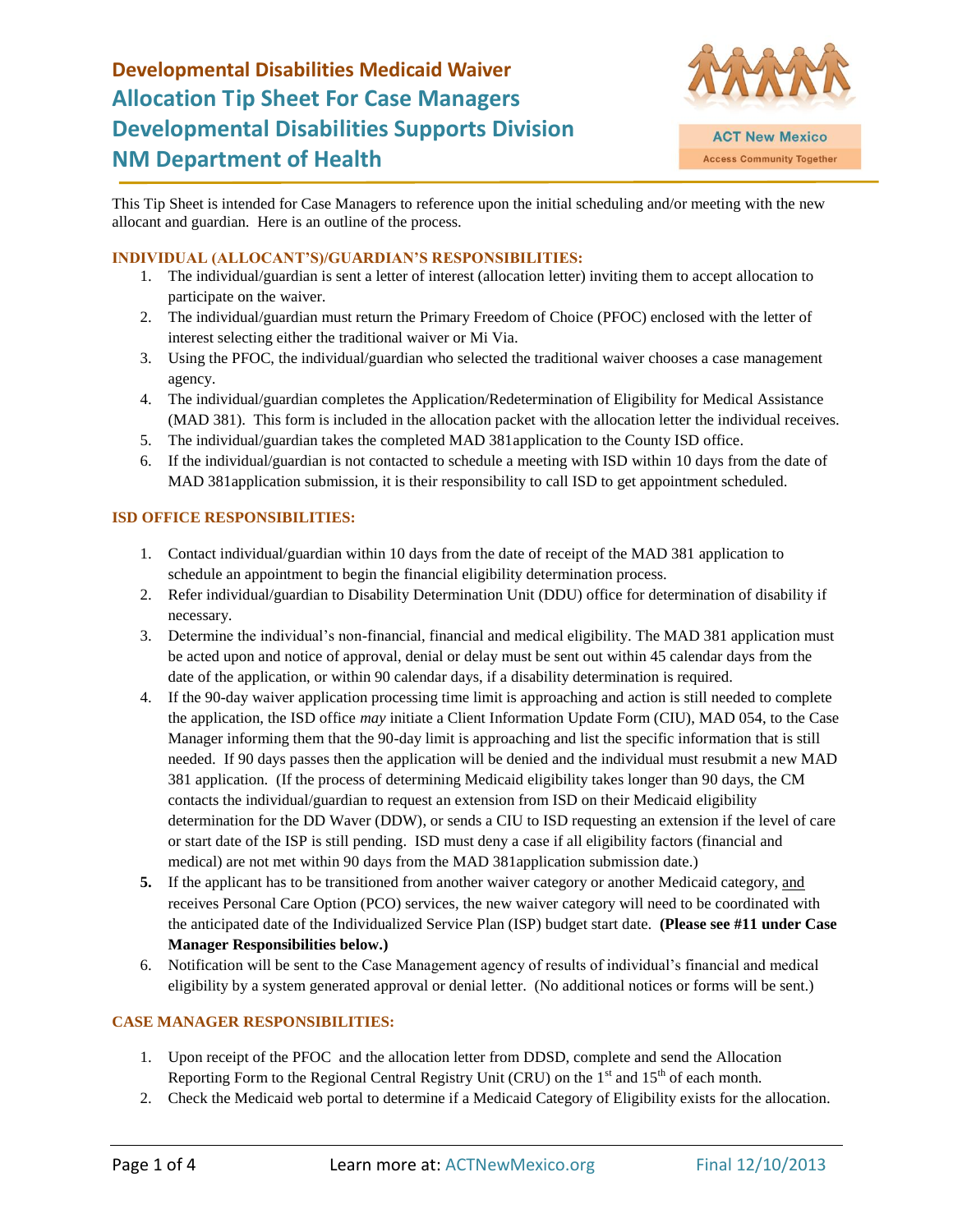# Developmental Disabilities Medicaid Waiver
## Allocation Tip Sheet For Case Managers
## Developmental Disabilities Supports Division
## NM Department of Health

ACT New Mexico
Access Community Together

This Tip Sheet is intended for Case Managers to reference upon the initial scheduling and/or meeting with the new allocant and guardian. Here is an outline of the process.

### INDIVIDUAL (ALLOCANT'S)/GUARDIAN'S RESPONSIBILITIES:

1. The individual/guardian is sent a letter of interest (allocation letter) inviting them to accept allocation to participate on the waiver.
2. The individual/guardian must return the Primary Freedom of Choice (PFOC) enclosed with the letter of interest selecting either the traditional waiver or Mi Via.
3. Using the PFOC, the individual/guardian who selected the traditional waiver chooses a case management agency.
4. The individual/guardian completes the Application/Redetermination of Eligibility for Medical Assistance (MAD 381). This form is included in the allocation packet with the allocation letter the individual receives.
5. The individual/guardian takes the completed MAD 381application to the County ISD office.
6. If the individual/guardian is not contacted to schedule a meeting with ISD within 10 days from the date of MAD 381application submission, it is their responsibility to call ISD to get appointment scheduled.

### ISD OFFICE RESPONSIBILITIES:

1. Contact individual/guardian within 10 days from the date of receipt of the MAD 381 application to schedule an appointment to begin the financial eligibility determination process.
2. Refer individual/guardian to Disability Determination Unit (DDU) office for determination of disability if necessary.
3. Determine the individual's non-financial, financial and medical eligibility. The MAD 381 application must be acted upon and notice of approval, denial or delay must be sent out within 45 calendar days from the date of the application, or within 90 calendar days, if a disability determination is required.
4. If the 90-day waiver application processing time limit is approaching and action is still needed to complete the application, the ISD office *may* initiate a Client Information Update Form (CIU), MAD 054, to the Case Manager informing them that the 90-day limit is approaching and list the specific information that is still needed. If 90 days passes then the application will be denied and the individual must resubmit a new MAD 381 application. (If the process of determining Medicaid eligibility takes longer than 90 days, the CM contacts the individual/guardian to request an extension from ISD on their Medicaid eligibility determination for the DD Waver (DDW), or sends a CIU to ISD requesting an extension if the level of care or start date of the ISP is still pending. ISD must deny a case if all eligibility factors (financial and medical) are not met within 90 days from the MAD 381application submission date.)
5. If the applicant has to be transitioned from another waiver category or another Medicaid category, <u>and</u> receives Personal Care Option (PCO) services, the new waiver category will need to be coordinated with the anticipated date of the Individualized Service Plan (ISP) budget start date. **(Please see #11 under Case Manager Responsibilities below.)**
6. Notification will be sent to the Case Management agency of results of individual's financial and medical eligibility by a system generated approval or denial letter. (No additional notices or forms will be sent.)

### CASE MANAGER RESPONSIBILITIES:

1. Upon receipt of the PFOC and the allocation letter from DDSD, complete and send the Allocation Reporting Form to the Regional Central Registry Unit (CRU) on the 1st and 15th of each month.
2. Check the Medicaid web portal to determine if a Medicaid Category of Eligibility exists for the allocation.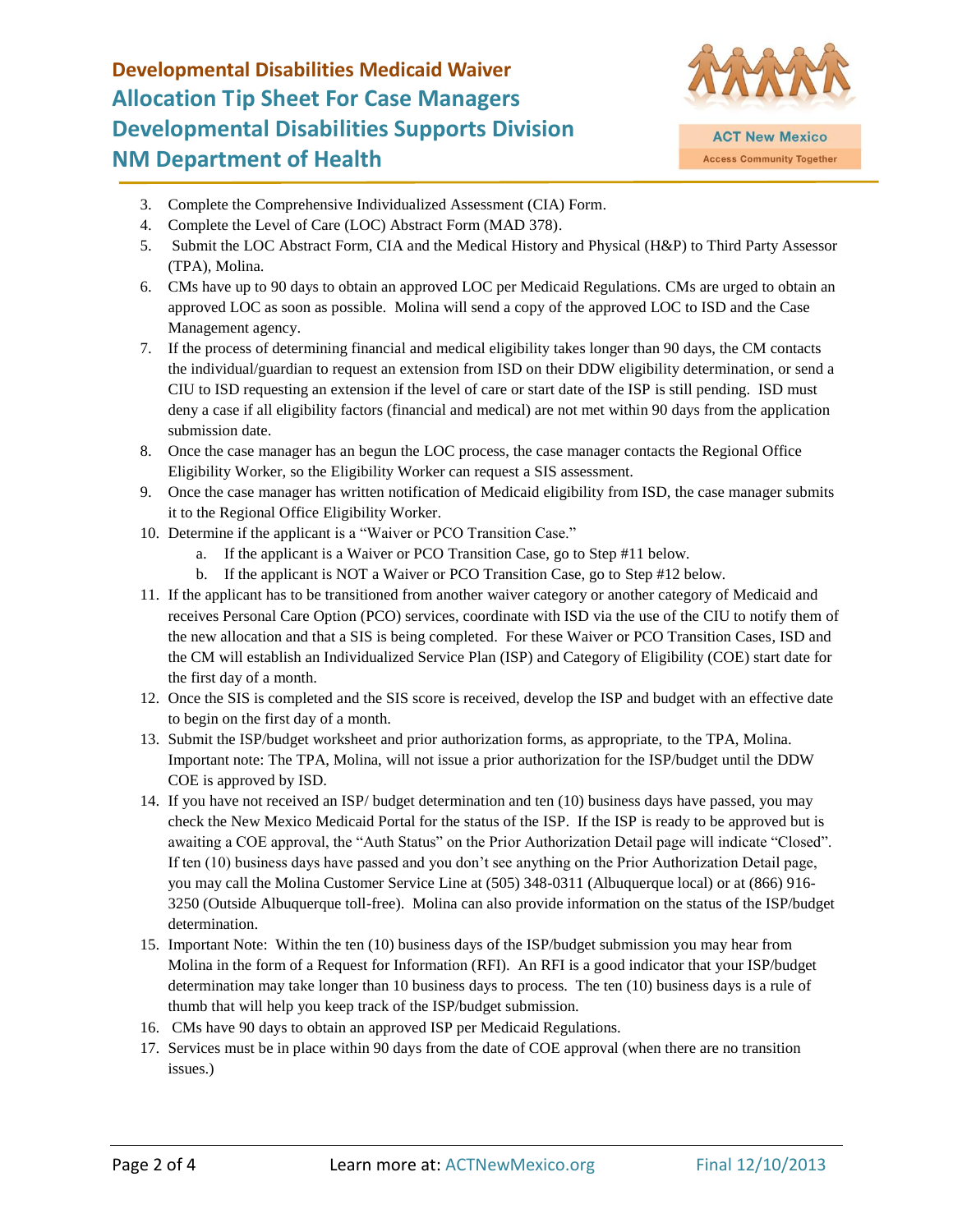3. Complete the Comprehensive Individualized Assessment (CIA) Form.
4. Complete the Level of Care (LOC) Abstract Form (MAD 378).
5. Submit the LOC Abstract Form, CIA and the Medical History and Physical (H&P) to Third Party Assessor (TPA), Molina.
6. CMs have up to 90 days to obtain an approved LOC per Medicaid Regulations. CMs are urged to obtain an approved LOC as soon as possible. Molina will send a copy of the approved LOC to ISD and the Case Management agency.
7. If the process of determining financial and medical eligibility takes longer than 90 days, the CM contacts the individual/guardian to request an extension from ISD on their DDW eligibility determination, or send a CIU to ISD requesting an extension if the level of care or start date of the ISP is still pending. ISD must deny a case if all eligibility factors (financial and medical) are not met within 90 days from the application submission date.
8. Once the case manager has an begun the LOC process, the case manager contacts the Regional Office Eligibility Worker, so the Eligibility Worker can request a SIS assessment.
9. Once the case manager has written notification of Medicaid eligibility from ISD, the case manager submits it to the Regional Office Eligibility Worker.
10. Determine if the applicant is a "Waiver or PCO Transition Case."
    a. If the applicant is a Waiver or PCO Transition Case, go to Step #11 below.
    b. If the applicant is NOT a Waiver or PCO Transition Case, go to Step #12 below.
11. If the applicant has to be transitioned from another waiver category or another category of Medicaid and receives Personal Care Option (PCO) services, coordinate with ISD via the use of the CIU to notify them of the new allocation and that a SIS is being completed. For these Waiver or PCO Transition Cases, ISD and the CM will establish an Individualized Service Plan (ISP) and Category of Eligibility (COE) start date for the first day of a month.
12. Once the SIS is completed and the SIS score is received, develop the ISP and budget with an effective date to begin on the first day of a month.
13. Submit the ISP/budget worksheet and prior authorization forms, as appropriate, to the TPA, Molina. Important note: The TPA, Molina, will not issue a prior authorization for the ISP/budget until the DDW COE is approved by ISD.
14. If you have not received an ISP/ budget determination and ten (10) business days have passed, you may check the New Mexico Medicaid Portal for the status of the ISP. If the ISP is ready to be approved but is awaiting a COE approval, the "Auth Status" on the Prior Authorization Detail page will indicate "Closed". If ten (10) business days have passed and you don't see anything on the Prior Authorization Detail page, you may call the Molina Customer Service Line at (505) 348-0311 (Albuquerque local) or at (866) 916-3250 (Outside Albuquerque toll-free). Molina can also provide information on the status of the ISP/budget determination.
15. Important Note: Within the ten (10) business days of the ISP/budget submission you may hear from Molina in the form of a Request for Information (RFI). An RFI is a good indicator that your ISP/budget determination may take longer than 10 business days to process. The ten (10) business days is a rule of thumb that will help you keep track of the ISP/budget submission.
16. CMs have 90 days to obtain an approved ISP per Medicaid Regulations.
17. Services must be in place within 90 days from the date of COE approval (when there are no transition issues.)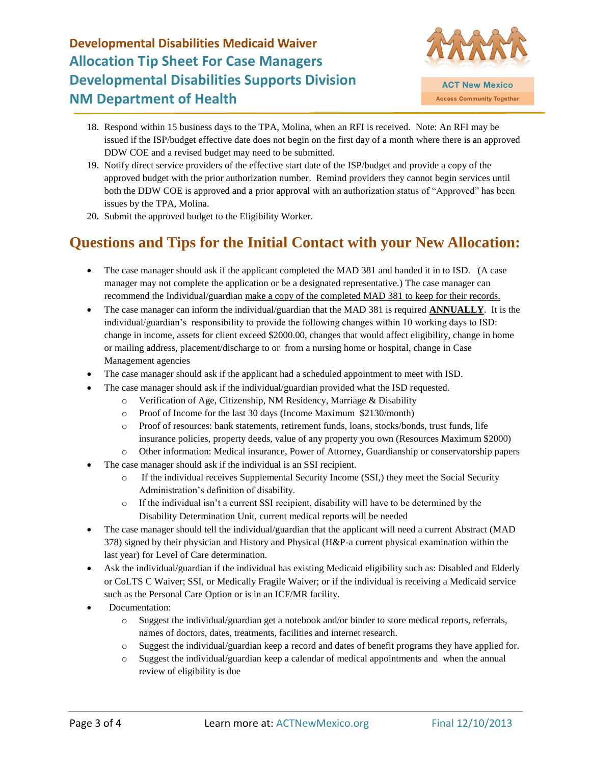18. Respond within 15 business days to the TPA, Molina, when an RFI is received. Note: An RFI may be issued if the ISP/budget effective date does not begin on the first day of a month where there is an approved DDW COE and a revised budget may need to be submitted.
19. Notify direct service providers of the effective start date of the ISP/budget and provide a copy of the approved budget with the prior authorization number. Remind providers they cannot begin services until both the DDW COE is approved and a prior approval with an authorization status of "Approved" has been issues by the TPA, Molina.
20. Submit the approved budget to the Eligibility Worker.

## Questions and Tips for the Initial Contact with your New Allocation:

- The case manager should ask if the applicant completed the MAD 381 and handed it in to ISD. (A case manager may not complete the application or be a designated representative.) The case manager can recommend the Individual/guardian make a copy of the completed MAD 381 to keep for their records.
- The case manager can inform the individual/guardian that the MAD 381 is required **ANNUALLY**. It is the individual/guardian's responsibility to provide the following changes within 10 working days to ISD: change in income, assets for client exceed $2000.00, changes that would affect eligibility, change in home or mailing address, placement/discharge to or from a nursing home or hospital, change in Case Management agencies
- The case manager should ask if the applicant had a scheduled appointment to meet with ISD.
- The case manager should ask if the individual/guardian provided what the ISD requested.
  - Verification of Age, Citizenship, NM Residency, Marriage & Disability
  - Proof of Income for the last 30 days (Income Maximum $2130/month)
  - Proof of resources: bank statements, retirement funds, loans, stocks/bonds, trust funds, life insurance policies, property deeds, value of any property you own (Resources Maximum $2000)
  - Other information: Medical insurance, Power of Attorney, Guardianship or conservatorship papers
- The case manager should ask if the individual is an SSI recipient.
  - If the individual receives Supplemental Security Income (SSI,) they meet the Social Security Administration's definition of disability.
  - If the individual isn't a current SSI recipient, disability will have to be determined by the Disability Determination Unit, current medical reports will be needed
- The case manager should tell the individual/guardian that the applicant will need a current Abstract (MAD 378) signed by their physician and History and Physical (H&P-a current physical examination within the last year) for Level of Care determination.
- Ask the individual/guardian if the individual has existing Medicaid eligibility such as: Disabled and Elderly or CoLTS C Waiver; SSI, or Medically Fragile Waiver; or if the individual is receiving a Medicaid service such as the Personal Care Option or is in an ICF/MR facility.
- Documentation:
  - Suggest the individual/guardian get a notebook and/or binder to store medical reports, referrals, names of doctors, dates, treatments, facilities and internet research.
  - Suggest the individual/guardian keep a record and dates of benefit programs they have applied for.
  - Suggest the individual/guardian keep a calendar of medical appointments and when the annual review of eligibility is due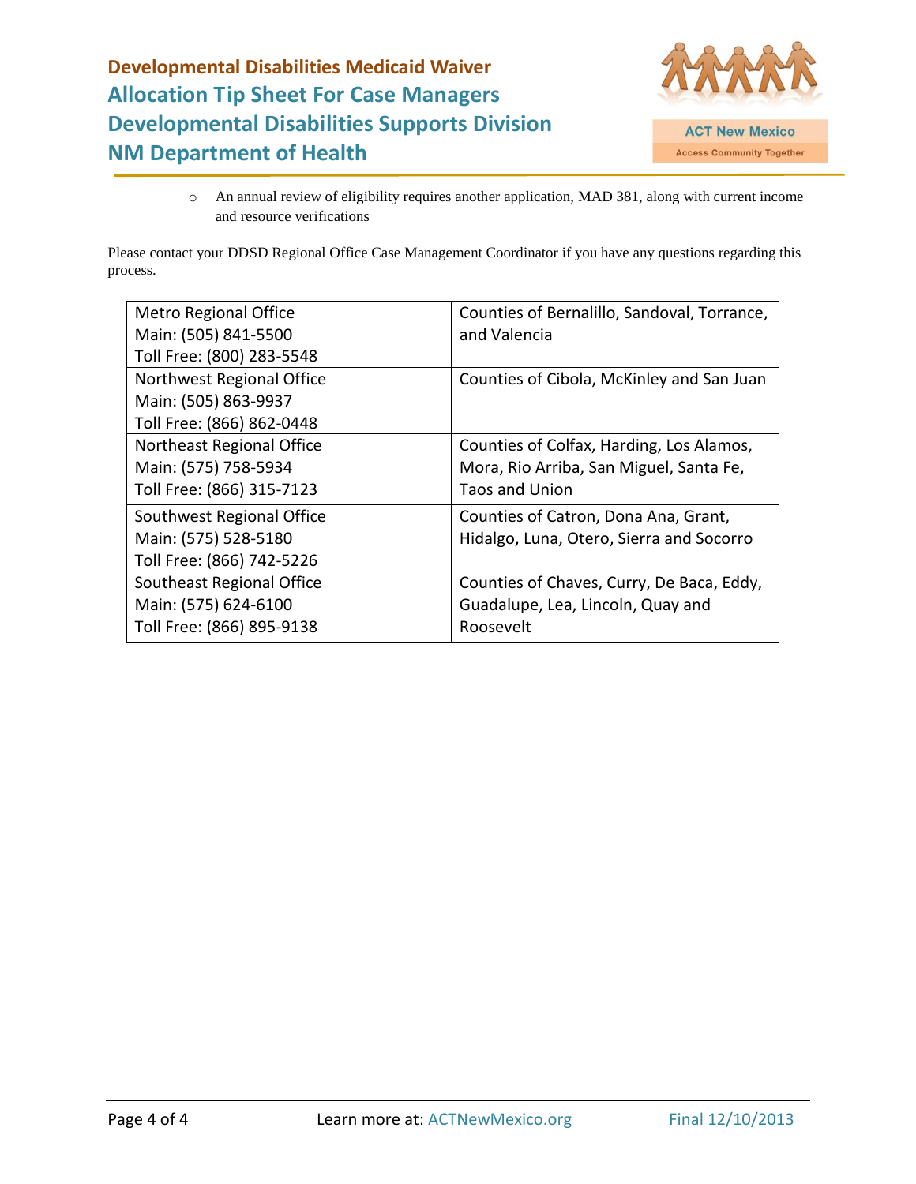- An annual review of eligibility requires another application, MAD 381, along with current income and resource verifications

Please contact your DDSD Regional Office Case Management Coordinator if you have any questions regarding this process.

| | |
|---|---|
| Metro Regional Office<br>Main: (505) 841-5500<br>Toll Free: (800) 283-5548 | Counties of Bernalillo, Sandoval, Torrance, and Valencia |
| Northwest Regional Office<br>Main: (505) 863-9937<br>Toll Free: (866) 862-0448 | Counties of Cibola, McKinley and San Juan |
| Northeast Regional Office<br>Main: (575) 758-5934<br>Toll Free: (866) 315-7123 | Counties of Colfax, Harding, Los Alamos, Mora, Rio Arriba, San Miguel, Santa Fe, Taos and Union |
| Southwest Regional Office<br>Main: (575) 528-5180<br>Toll Free: (866) 742-5226 | Counties of Catron, Dona Ana, Grant, Hidalgo, Luna, Otero, Sierra and Socorro |
| Southeast Regional Office<br>Main: (575) 624-6100<br>Toll Free: (866) 895-9138 | Counties of Chaves, Curry, De Baca, Eddy, Guadalupe, Lea, Lincoln, Quay and Roosevelt |